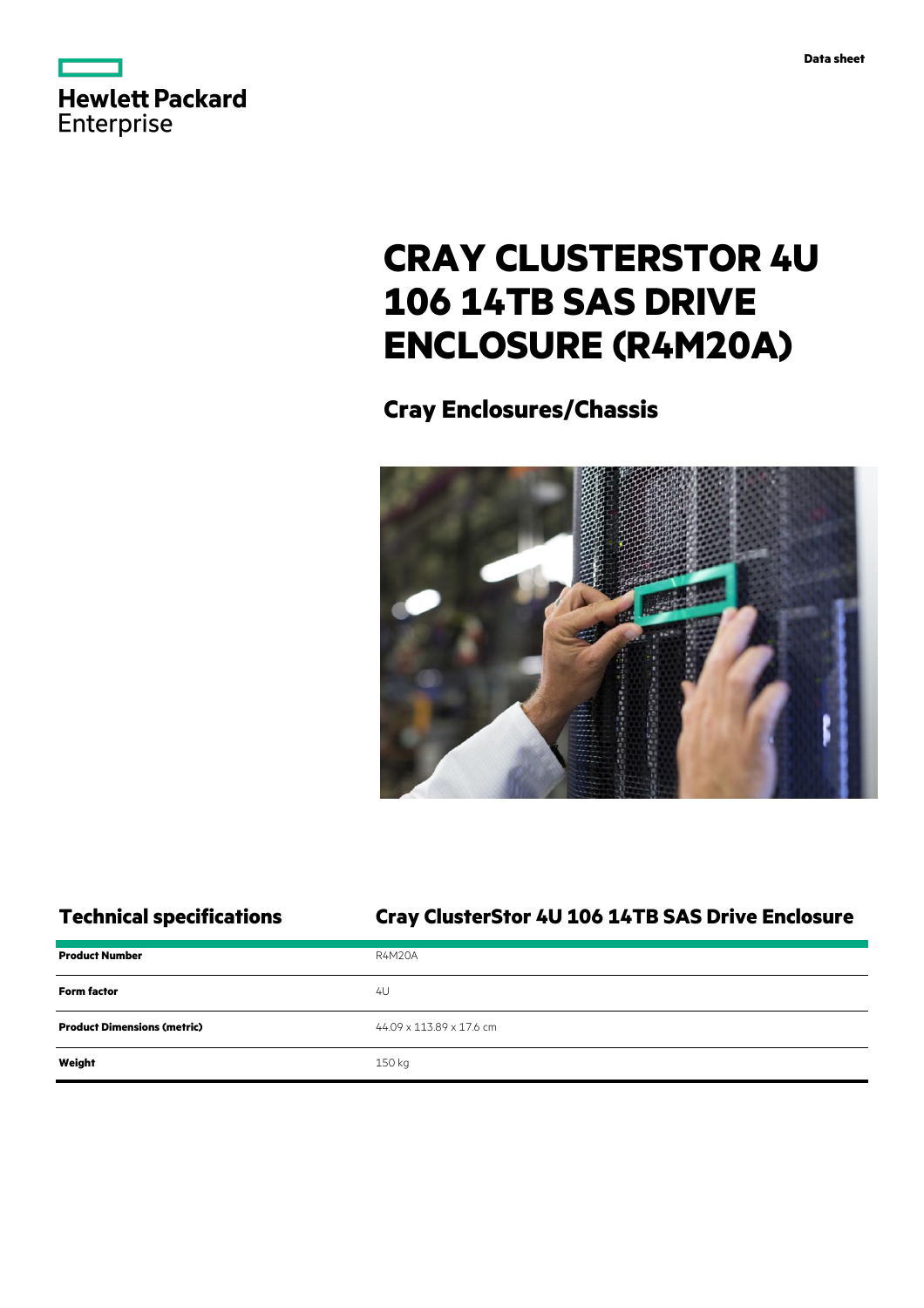Hewlett Packard Enterprise

Data sheet

# CRAY CLUSTERSTOR 4U 106 14TB SAS DRIVE ENCLOSURE (R4M20A)

## Cray Enclosures/Chassis

## Technical specifications

### Cray ClusterStor 4U 106 14TB SAS Drive Enclosure

| | |
|---|---|
| **Product Number** | R4M20A |
| **Form factor** | 4U |
| **Product Dimensions (metric)** | 44.09 x 113.89 x 17.6 cm |
| **Weight** | 150 kg |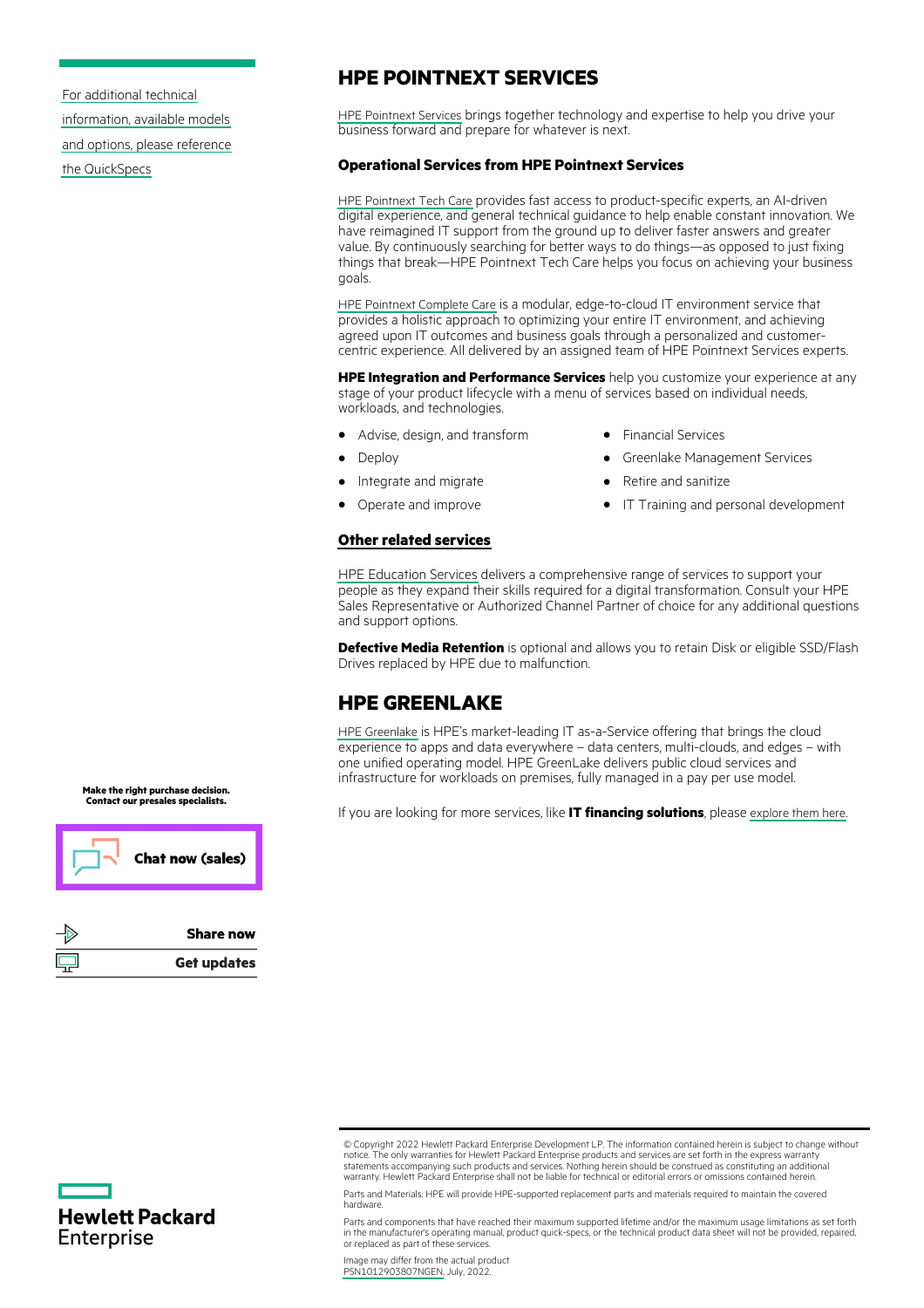For additional technical information, available models and options, please reference the QuickSpecs

## HPE POINTNEXT SERVICES

HPE Pointnext Services brings together technology and expertise to help you drive your business forward and prepare for whatever is next.

### Operational Services from HPE Pointnext Services

HPE Pointnext Tech Care provides fast access to product-specific experts, an AI-driven digital experience, and general technical guidance to help enable constant innovation. We have reimagined IT support from the ground up to deliver faster answers and greater value. By continuously searching for better ways to do things—as opposed to just fixing things that break—HPE Pointnext Tech Care helps you focus on achieving your business goals.

HPE Pointnext Complete Care is a modular, edge-to-cloud IT environment service that provides a holistic approach to optimizing your entire IT environment, and achieving agreed upon IT outcomes and business goals through a personalized and customer-centric experience. All delivered by an assigned team of HPE Pointnext Services experts.

**HPE Integration and Performance Services** help you customize your experience at any stage of your product lifecycle with a menu of services based on individual needs, workloads, and technologies.

- Advise, design, and transform
- Deploy
- Integrate and migrate
- Operate and improve
- Financial Services
- Greenlake Management Services
- Retire and sanitize
- IT Training and personal development

### Other related services

HPE Education Services delivers a comprehensive range of services to support your people as they expand their skills required for a digital transformation. Consult your HPE Sales Representative or Authorized Channel Partner of choice for any additional questions and support options.

**Defective Media Retention** is optional and allows you to retain Disk or eligible SSD/Flash Drives replaced by HPE due to malfunction.

## HPE GREENLAKE

HPE Greenlake is HPE's market-leading IT as-a-Service offering that brings the cloud experience to apps and data everywhere – data centers, multi-clouds, and edges – with one unified operating model. HPE GreenLake delivers public cloud services and infrastructure for workloads on premises, fully managed in a pay per use model.

If you are looking for more services, like **IT financing solutions**, please explore them here.

**Make the right purchase decision. Contact our presales specialists.**

Chat now (sales)

Share now

Get updates

© Copyright 2022 Hewlett Packard Enterprise Development LP. The information contained herein is subject to change without notice. The only warranties for Hewlett Packard Enterprise products and services are set forth in the express warranty statements accompanying such products and services. Nothing herein should be construed as constituting an additional warranty. Hewlett Packard Enterprise shall not be liable for technical or editorial errors or omissions contained herein.

Parts and Materials: HPE will provide HPE-supported replacement parts and materials required to maintain the covered hardware.

Parts and components that have reached their maximum supported lifetime and/or the maximum usage limitations as set forth in the manufacturer's operating manual, product quick-specs, or the technical product data sheet will not be provided, repaired, or replaced as part of these services.

Image may differ from the actual product
PSN1012903807NGEN, July, 2022.

Hewlett Packard Enterprise